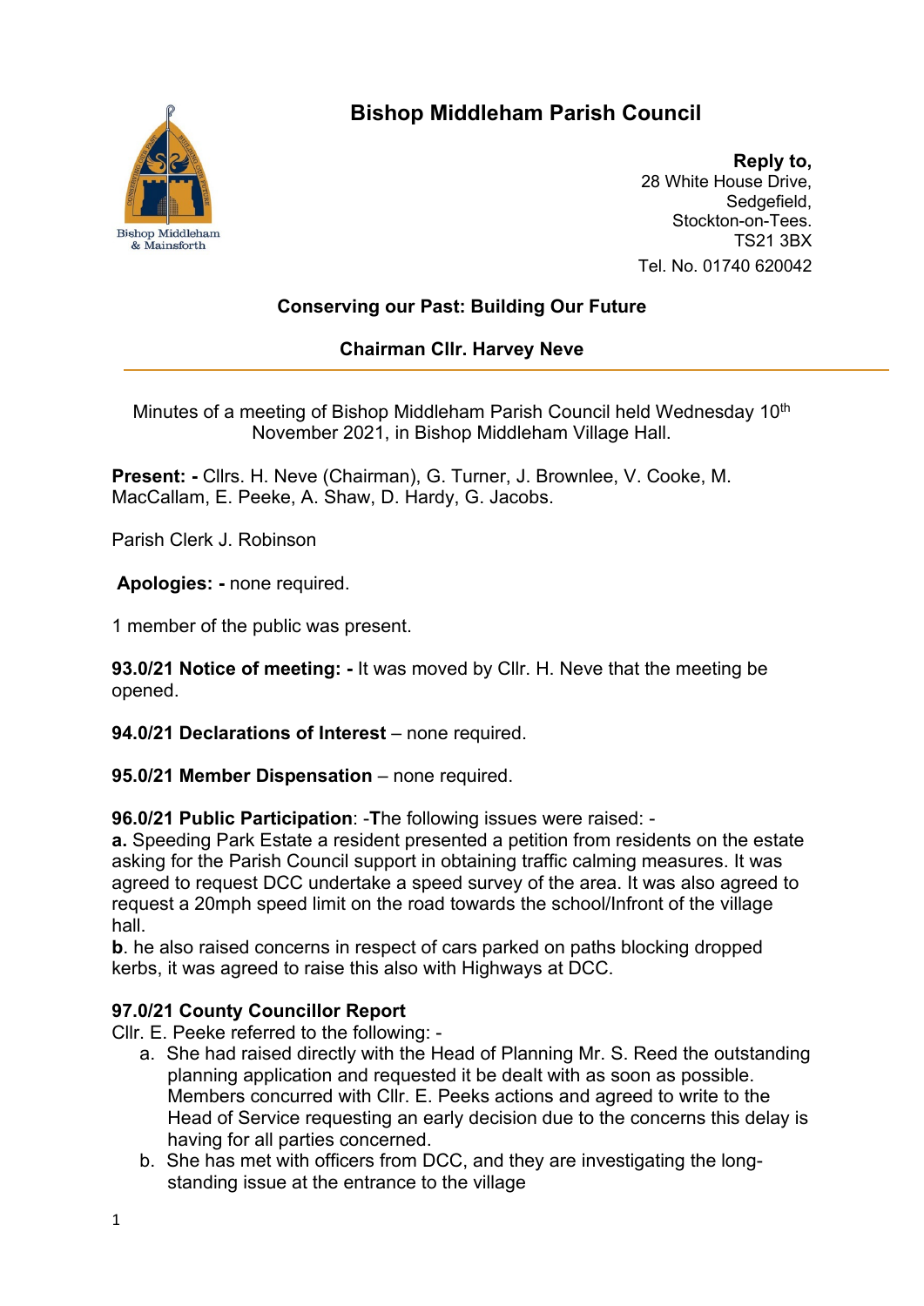# Bishop Middleham Parish Council

**Reply to,**
28 White House Drive,
Sedgefield,
Stockton-on-Tees.
TS21 3BX
Tel. No. 01740 620042

**Conserving our Past: Building Our Future**

**Chairman Cllr. Harvey Neve**

---

Minutes of a meeting of Bishop Middleham Parish Council held Wednesday 10th November 2021, in Bishop Middleham Village Hall.

**Present: -** Cllrs. H. Neve (Chairman), G. Turner, J. Brownlee, V. Cooke, M. MacCallam, E. Peeke, A. Shaw, D. Hardy, G. Jacobs.

Parish Clerk J. Robinson

**Apologies: -** none required.

1 member of the public was present.

**93.0/21 Notice of meeting: -** It was moved by Cllr. H. Neve that the meeting be opened.

**94.0/21 Declarations of Interest** – none required.

**95.0/21 Member Dispensation** – none required.

**96.0/21 Public Participation**: -**T**he following issues were raised: -
**a.** Speeding Park Estate a resident presented a petition from residents on the estate asking for the Parish Council support in obtaining traffic calming measures. It was agreed to request DCC undertake a speed survey of the area. It was also agreed to request a 20mph speed limit on the road towards the school/Infront of the village hall.
**b**. he also raised concerns in respect of cars parked on paths blocking dropped kerbs, it was agreed to raise this also with Highways at DCC.

**97.0/21 County Councillor Report**
Cllr. E. Peeke referred to the following: -

a. She had raised directly with the Head of Planning Mr. S. Reed the outstanding planning application and requested it be dealt with as soon as possible. Members concurred with Cllr. E. Peeks actions and agreed to write to the Head of Service requesting an early decision due to the concerns this delay is having for all parties concerned.
b. She has met with officers from DCC, and they are investigating the long-standing issue at the entrance to the village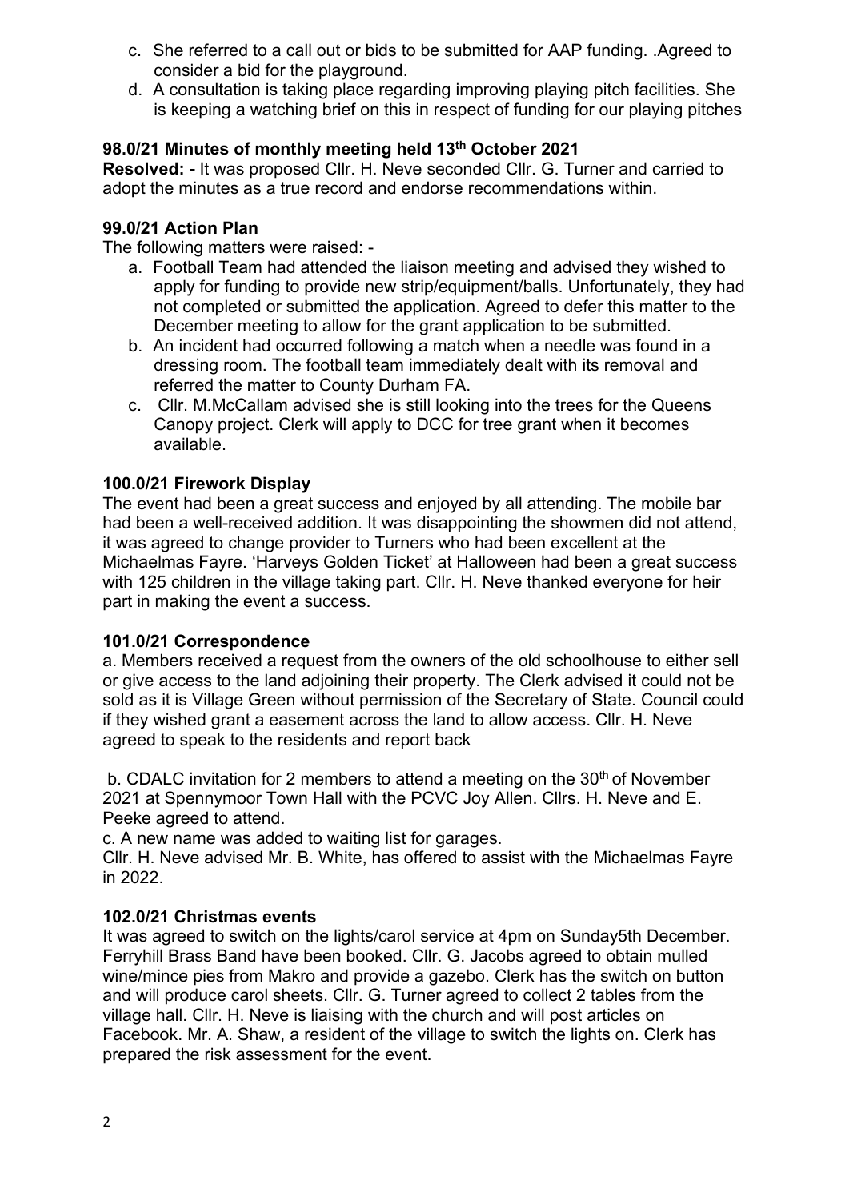c. She referred to a call out or bids to be submitted for AAP funding. .Agreed to consider a bid for the playground.

d. A consultation is taking place regarding improving playing pitch facilities. She is keeping a watching brief on this in respect of funding for our playing pitches

### 98.0/21 Minutes of monthly meeting held 13th October 2021

**Resolved: -** It was proposed Cllr. H. Neve seconded Cllr. G. Turner and carried to adopt the minutes as a true record and endorse recommendations within.

### 99.0/21 Action Plan

The following matters were raised: -

a. Football Team had attended the liaison meeting and advised they wished to apply for funding to provide new strip/equipment/balls. Unfortunately, they had not completed or submitted the application. Agreed to defer this matter to the December meeting to allow for the grant application to be submitted.

b. An incident had occurred following a match when a needle was found in a dressing room. The football team immediately dealt with its removal and referred the matter to County Durham FA.

c. Cllr. M.McCallam advised she is still looking into the trees for the Queens Canopy project. Clerk will apply to DCC for tree grant when it becomes available.

### 100.0/21 Firework Display

The event had been a great success and enjoyed by all attending. The mobile bar had been a well-received addition. It was disappointing the showmen did not attend, it was agreed to change provider to Turners who had been excellent at the Michaelmas Fayre. 'Harveys Golden Ticket' at Halloween had been a great success with 125 children in the village taking part. Cllr. H. Neve thanked everyone for heir part in making the event a success.

### 101.0/21 Correspondence

a. Members received a request from the owners of the old schoolhouse to either sell or give access to the land adjoining their property. The Clerk advised it could not be sold as it is Village Green without permission of the Secretary of State. Council could if they wished grant a easement across the land to allow access. Cllr. H. Neve agreed to speak to the residents and report back

b. CDALC invitation for 2 members to attend a meeting on the 30th of November 2021 at Spennymoor Town Hall with the PCVC Joy Allen. Cllrs. H. Neve and E. Peeke agreed to attend.

c. A new name was added to waiting list for garages.

Cllr. H. Neve advised Mr. B. White, has offered to assist with the Michaelmas Fayre in 2022.

### 102.0/21 Christmas events

It was agreed to switch on the lights/carol service at 4pm on Sunday5th December. Ferryhill Brass Band have been booked. Cllr. G. Jacobs agreed to obtain mulled wine/mince pies from Makro and provide a gazebo. Clerk has the switch on button and will produce carol sheets. Cllr. G. Turner agreed to collect 2 tables from the village hall. Cllr. H. Neve is liaising with the church and will post articles on Facebook. Mr. A. Shaw, a resident of the village to switch the lights on. Clerk has prepared the risk assessment for the event.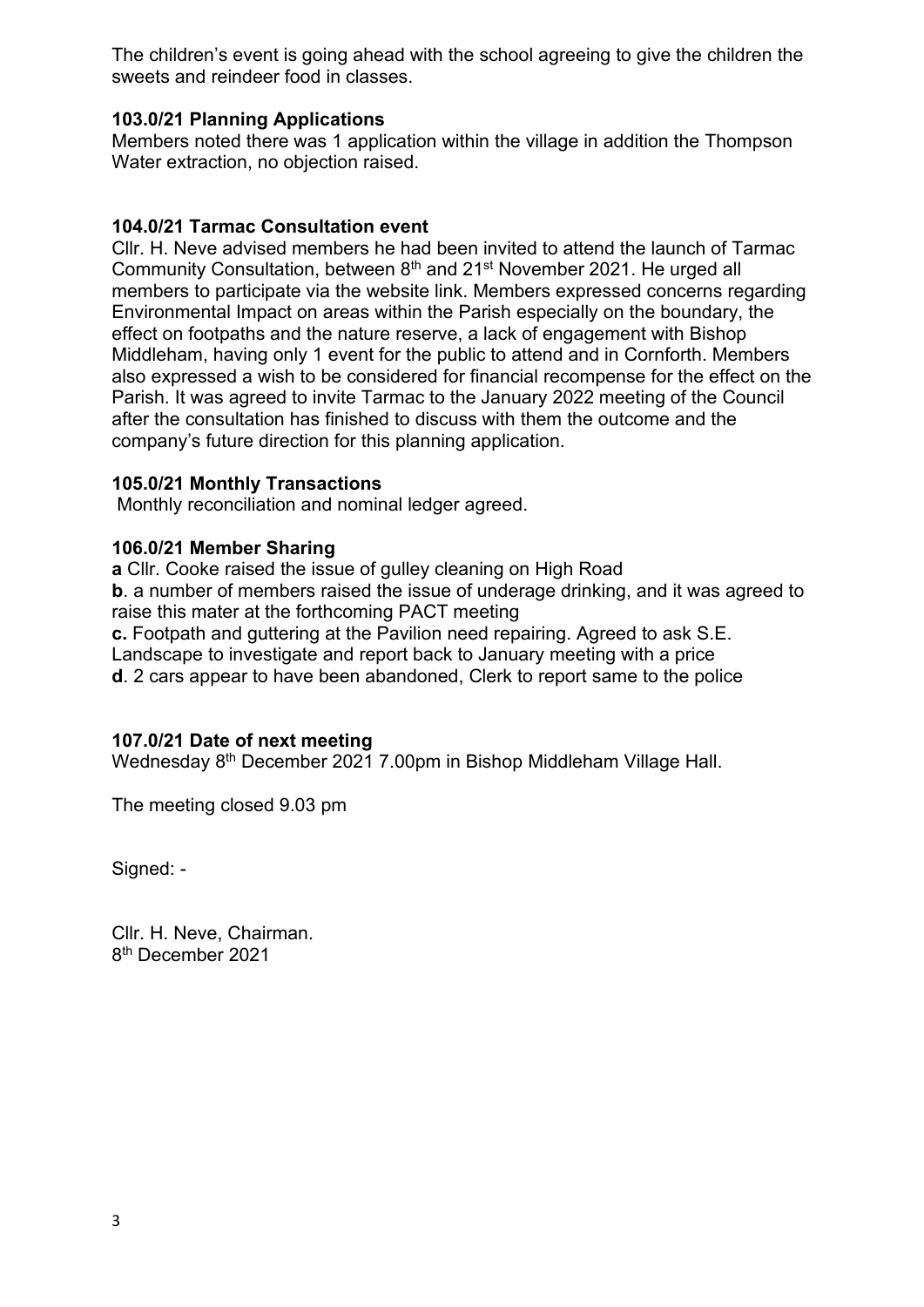The children's event is going ahead with the school agreeing to give the children the sweets and reindeer food in classes.

**103.0/21 Planning Applications**

Members noted there was 1 application within the village in addition the Thompson Water extraction, no objection raised.

**104.0/21 Tarmac Consultation event**

Cllr. H. Neve advised members he had been invited to attend the launch of Tarmac Community Consultation, between 8th and 21st November 2021. He urged all members to participate via the website link. Members expressed concerns regarding Environmental Impact on areas within the Parish especially on the boundary, the effect on footpaths and the nature reserve, a lack of engagement with Bishop Middleham, having only 1 event for the public to attend and in Cornforth. Members also expressed a wish to be considered for financial recompense for the effect on the Parish. It was agreed to invite Tarmac to the January 2022 meeting of the Council after the consultation has finished to discuss with them the outcome and the company's future direction for this planning application.

**105.0/21 Monthly Transactions**

Monthly reconciliation and nominal ledger agreed.

**106.0/21 Member Sharing**

**a** Cllr. Cooke raised the issue of gulley cleaning on High Road

**b**. a number of members raised the issue of underage drinking, and it was agreed to raise this mater at the forthcoming PACT meeting

**c.** Footpath and guttering at the Pavilion need repairing. Agreed to ask S.E. Landscape to investigate and report back to January meeting with a price

**d**. 2 cars appear to have been abandoned, Clerk to report same to the police

**107.0/21 Date of next meeting**

Wednesday 8th December 2021 7.00pm in Bishop Middleham Village Hall.

The meeting closed 9.03 pm

Signed: -

Cllr. H. Neve, Chairman.
8th December 2021